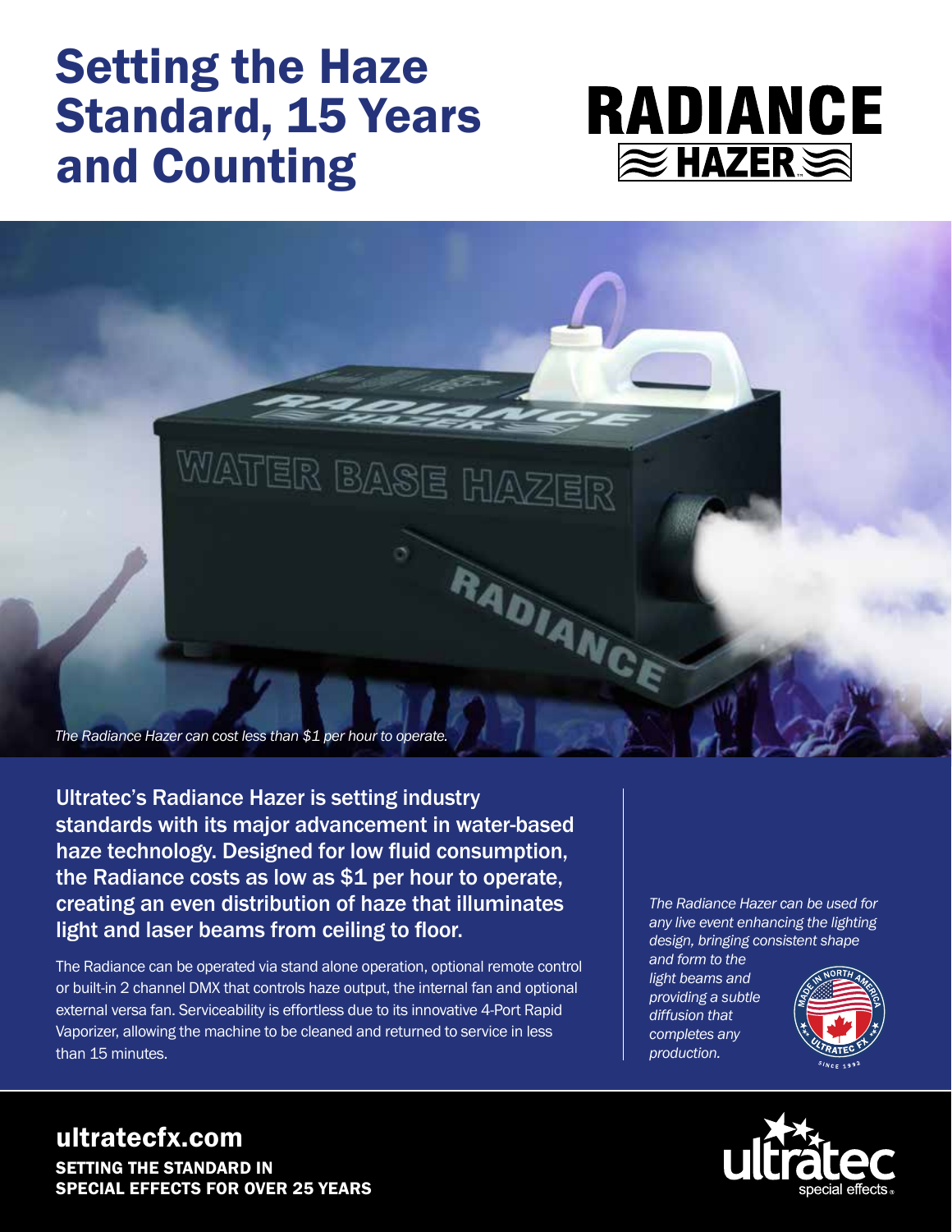# Setting the Haze Standard, 15 Years and Counting

RADIANCE HAZER

*The Radiance Hazer can cost less than $1 per hour to operate.*

**Ultratec's Radiance Hazer is setting industry standards with its major advancement in water-based haze technology. Designed for low fluid consumption, the Radiance costs as low as $1 per hour to operate, creating an even distribution of haze that illuminates light and laser beams from ceiling to floor.**

The Radiance can be operated via stand alone operation, optional remote control or built-in 2 channel DMX that controls haze output, the internal fan and optional external versa fan. Serviceability is effortless due to its innovative 4-Port Rapid Vaporizer, allowing the machine to be cleaned and returned to service in less than 15 minutes.

*The Radiance Hazer can be used for any live event enhancing the lighting design, bringing consistent shape and form to the light beams and providing a subtle diffusion that completes any production.*

## ultratecfx.com

**SETTING THE STANDARD IN SPECIAL EFFECTS FOR OVER 25 YEARS**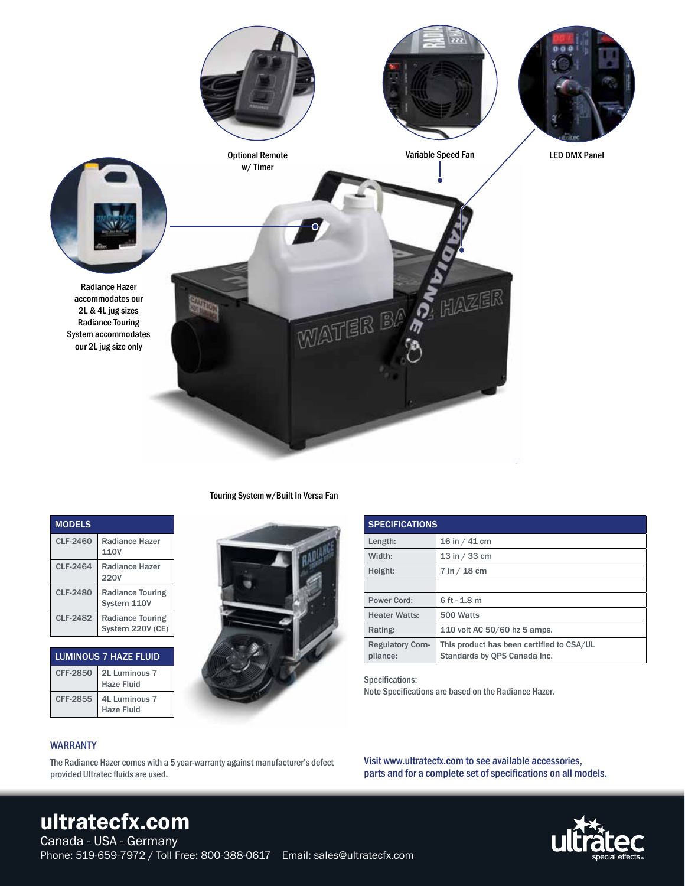Optional Remote w/ Timer

Variable Speed Fan

LED DMX Panel

Radiance Hazer accommodates our 2L & 4L jug sizes Radiance Touring System accommodates our 2L jug size only

Touring System w/Built In Versa Fan

| MODELS | |
|---|---|
| CLF-2460 | Radiance Hazer 110V |
| CLF-2464 | Radiance Hazer 220V |
| CLF-2480 | Radiance Touring System 110V |
| CLF-2482 | Radiance Touring System 220V (CE) |

| LUMINOUS 7 HAZE FLUID | |
|---|---|
| CFF-2850 | 2L Luminous 7 Haze Fluid |
| CFF-2855 | 4L Luminous 7 Haze Fluid |

| SPECIFICATIONS | |
|---|---|
| Length: | 16 in / 41 cm |
| Width: | 13 in / 33 cm |
| Height: | 7 in / 18 cm |
| | |
| Power Cord: | 6 ft - 1.8 m |
| Heater Watts: | 500 Watts |
| Rating: | 110 volt AC 50/60 hz 5 amps. |
| Regulatory Compliance: | This product has been certified to CSA/UL Standards by QPS Canada Inc. |

Specifications:
Note Specifications are based on the Radiance Hazer.

## WARRANTY

The Radiance Hazer comes with a 5 year-warranty against manufacturer's defect provided Ultratec fluids are used.

Visit www.ultratecfx.com to see available accessories, parts and for a complete set of specifications on all models.

**ultratecfx.com**
Canada - USA - Germany
Phone: 519-659-7972 / Toll Free: 800-388-0617 Email: sales@ultratecfx.com

ultratec special effects